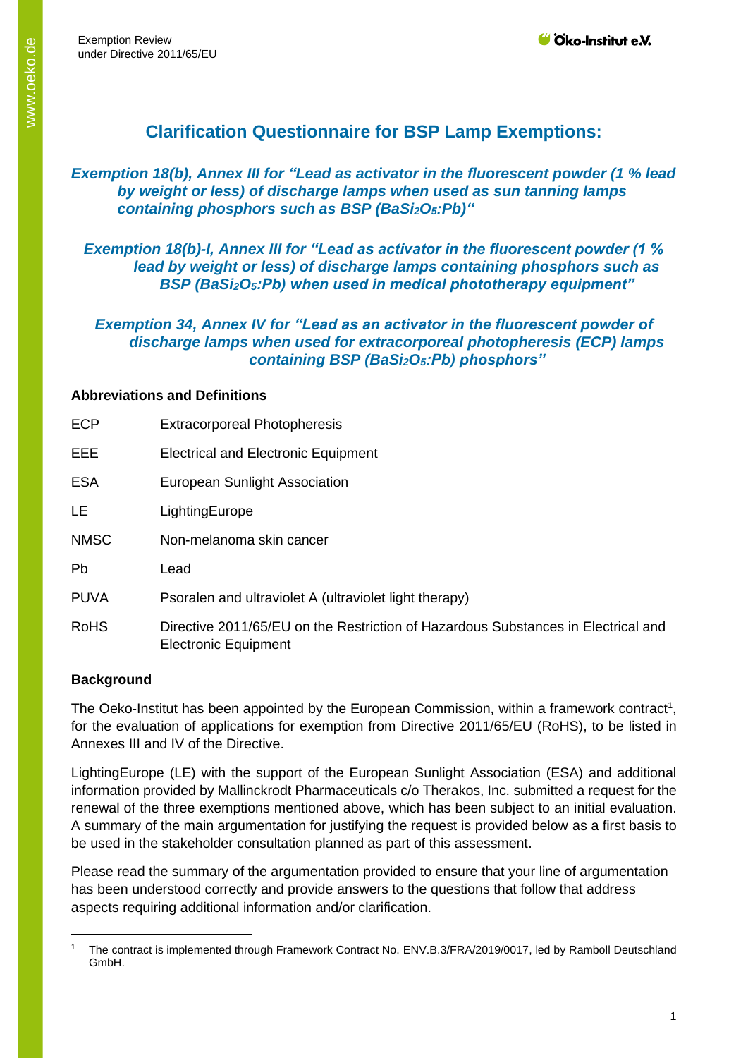# Clarification Questionnaire for BSP Lamp Exemptions:

***Exemption 18(b), Annex III for "Lead as activator in the fluorescent powder (1 % lead by weight or less) of discharge lamps when used as sun tanning lamps containing phosphors such as BSP ($BaSi_2O_5$:Pb)"***

***Exemption 18(b)-I, Annex III for "Lead as activator in the fluorescent powder (1 % lead by weight or less) of discharge lamps containing phosphors such as BSP ($BaSi_2O_5$:Pb) when used in medical phototherapy equipment"***

***Exemption 34, Annex IV for "Lead as an activator in the fluorescent powder of discharge lamps when used for extracorporeal photopheresis (ECP) lamps containing BSP ($BaSi_2O_5$:Pb) phosphors"***

**Abbreviations and Definitions**

| | |
|---|---|
| ECP | Extracorporeal Photopheresis |
| EEE | Electrical and Electronic Equipment |
| ESA | European Sunlight Association |
| LE | LightingEurope |
| NMSC | Non-melanoma skin cancer |
| Pb | Lead |
| PUVA | Psoralen and ultraviolet A (ultraviolet light therapy) |
| RoHS | Directive 2011/65/EU on the Restriction of Hazardous Substances in Electrical and Electronic Equipment |

**Background**

The Oeko-Institut has been appointed by the European Commission, within a framework contract[1], for the evaluation of applications for exemption from Directive 2011/65/EU (RoHS), to be listed in Annexes III and IV of the Directive.

LightingEurope (LE) with the support of the European Sunlight Association (ESA) and additional information provided by Mallinckrodt Pharmaceuticals c/o Therakos, Inc. submitted a request for the renewal of the three exemptions mentioned above, which has been subject to an initial evaluation. A summary of the main argumentation for justifying the request is provided below as a first basis to be used in the stakeholder consultation planned as part of this assessment.

Please read the summary of the argumentation provided to ensure that your line of argumentation has been understood correctly and provide answers to the questions that follow that address aspects requiring additional information and/or clarification.

[1] The contract is implemented through Framework Contract No. ENV.B.3/FRA/2019/0017, led by Ramboll Deutschland GmbH.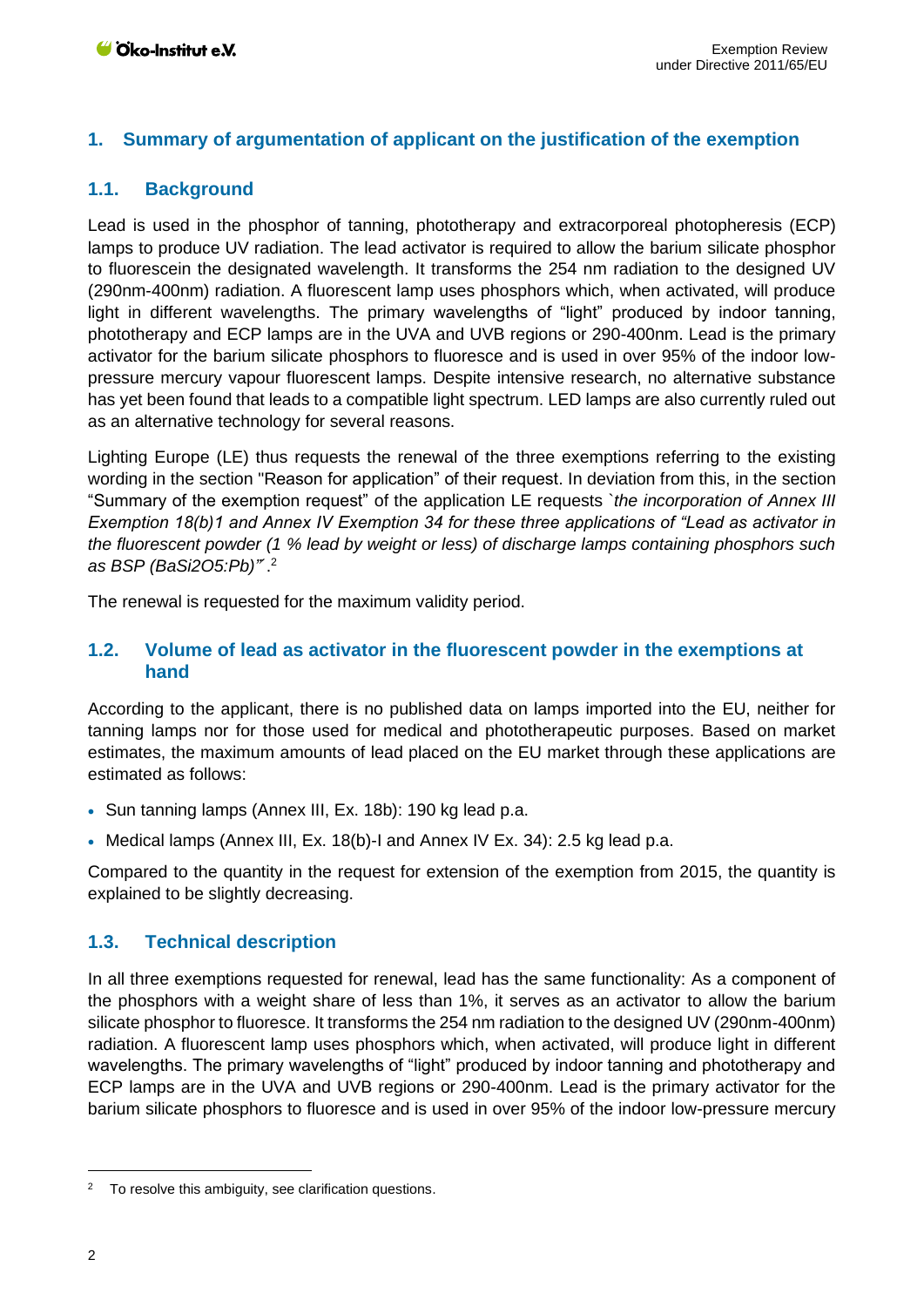## 1. Summary of argumentation of applicant on the justification of the exemption

### 1.1. Background

Lead is used in the phosphor of tanning, phototherapy and extracorporeal photopheresis (ECP) lamps to produce UV radiation. The lead activator is required to allow the barium silicate phosphor to fluorescein the designated wavelength. It transforms the 254 nm radiation to the designed UV (290nm-400nm) radiation. A fluorescent lamp uses phosphors which, when activated, will produce light in different wavelengths. The primary wavelengths of "light" produced by indoor tanning, phototherapy and ECP lamps are in the UVA and UVB regions or 290-400nm. Lead is the primary activator for the barium silicate phosphors to fluoresce and is used in over 95% of the indoor low-pressure mercury vapour fluorescent lamps. Despite intensive research, no alternative substance has yet been found that leads to a compatible light spectrum. LED lamps are also currently ruled out as an alternative technology for several reasons.

Lighting Europe (LE) thus requests the renewal of the three exemptions referring to the existing wording in the section "Reason for application" of their request. In deviation from this, in the section "Summary of the exemption request" of the application LE requests *`the incorporation of Annex III Exemption 18(b)1 and Annex IV Exemption 34 for these three applications of "Lead as activator in the fluorescent powder (1 % lead by weight or less) of discharge lamps containing phosphors such as BSP (BaSi2O5:Pb)"'*.[2]

The renewal is requested for the maximum validity period.

### 1.2. Volume of lead as activator in the fluorescent powder in the exemptions at hand

According to the applicant, there is no published data on lamps imported into the EU, neither for tanning lamps nor for those used for medical and phototherapeutic purposes. Based on market estimates, the maximum amounts of lead placed on the EU market through these applications are estimated as follows:

- Sun tanning lamps (Annex III, Ex. 18b): 190 kg lead p.a.
- Medical lamps (Annex III, Ex. 18(b)-I and Annex IV Ex. 34): 2.5 kg lead p.a.

Compared to the quantity in the request for extension of the exemption from 2015, the quantity is explained to be slightly decreasing.

### 1.3. Technical description

In all three exemptions requested for renewal, lead has the same functionality: As a component of the phosphors with a weight share of less than 1%, it serves as an activator to allow the barium silicate phosphor to fluoresce. It transforms the 254 nm radiation to the designed UV (290nm-400nm) radiation. A fluorescent lamp uses phosphors which, when activated, will produce light in different wavelengths. The primary wavelengths of "light" produced by indoor tanning and phototherapy and ECP lamps are in the UVA and UVB regions or 290-400nm. Lead is the primary activator for the barium silicate phosphors to fluoresce and is used in over 95% of the indoor low-pressure mercury

[2] To resolve this ambiguity, see clarification questions.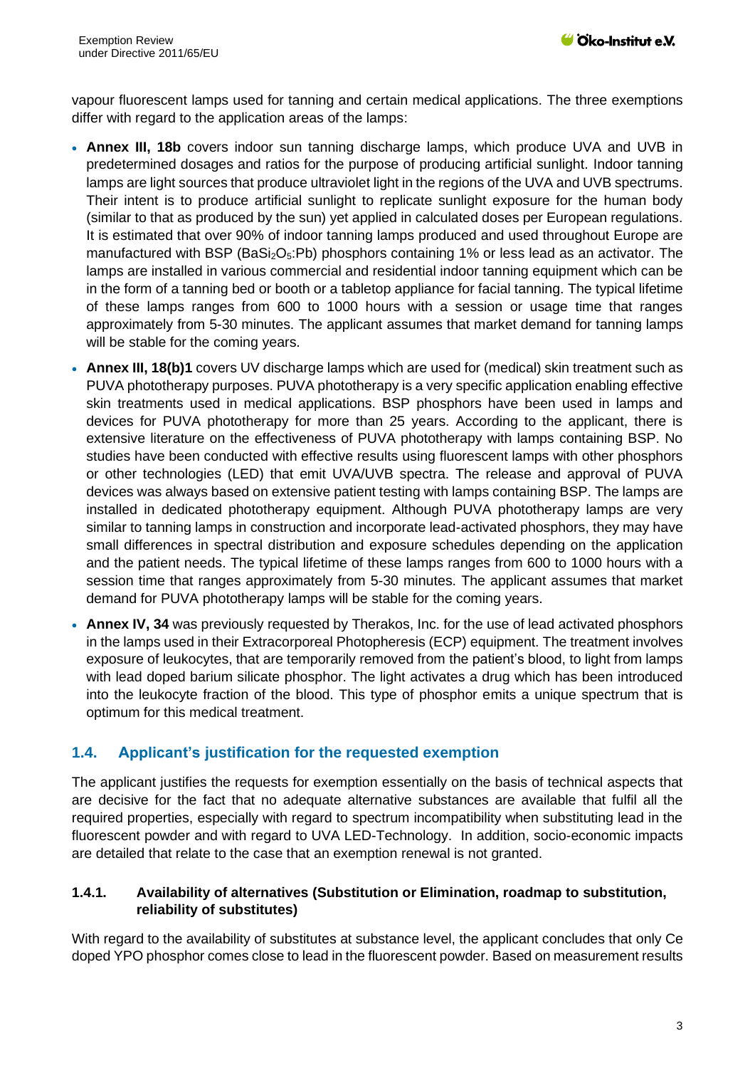vapour fluorescent lamps used for tanning and certain medical applications. The three exemptions differ with regard to the application areas of the lamps:

- **Annex III, 18b** covers indoor sun tanning discharge lamps, which produce UVA and UVB in predetermined dosages and ratios for the purpose of producing artificial sunlight. Indoor tanning lamps are light sources that produce ultraviolet light in the regions of the UVA and UVB spectrums. Their intent is to produce artificial sunlight to replicate sunlight exposure for the human body (similar to that as produced by the sun) yet applied in calculated doses per European regulations. It is estimated that over 90% of indoor tanning lamps produced and used throughout Europe are manufactured with BSP ($BaSi_2O_5$:Pb) phosphors containing 1% or less lead as an activator. The lamps are installed in various commercial and residential indoor tanning equipment which can be in the form of a tanning bed or booth or a tabletop appliance for facial tanning. The typical lifetime of these lamps ranges from 600 to 1000 hours with a session or usage time that ranges approximately from 5-30 minutes. The applicant assumes that market demand for tanning lamps will be stable for the coming years.
- **Annex III, 18(b)1** covers UV discharge lamps which are used for (medical) skin treatment such as PUVA phototherapy purposes. PUVA phototherapy is a very specific application enabling effective skin treatments used in medical applications. BSP phosphors have been used in lamps and devices for PUVA phototherapy for more than 25 years. According to the applicant, there is extensive literature on the effectiveness of PUVA phototherapy with lamps containing BSP. No studies have been conducted with effective results using fluorescent lamps with other phosphors or other technologies (LED) that emit UVA/UVB spectra. The release and approval of PUVA devices was always based on extensive patient testing with lamps containing BSP. The lamps are installed in dedicated phototherapy equipment. Although PUVA phototherapy lamps are very similar to tanning lamps in construction and incorporate lead-activated phosphors, they may have small differences in spectral distribution and exposure schedules depending on the application and the patient needs. The typical lifetime of these lamps ranges from 600 to 1000 hours with a session time that ranges approximately from 5-30 minutes. The applicant assumes that market demand for PUVA phototherapy lamps will be stable for the coming years.
- **Annex IV, 34** was previously requested by Therakos, Inc. for the use of lead activated phosphors in the lamps used in their Extracorporeal Photopheresis (ECP) equipment. The treatment involves exposure of leukocytes, that are temporarily removed from the patient's blood, to light from lamps with lead doped barium silicate phosphor. The light activates a drug which has been introduced into the leukocyte fraction of the blood. This type of phosphor emits a unique spectrum that is optimum for this medical treatment.

## 1.4. Applicant's justification for the requested exemption

The applicant justifies the requests for exemption essentially on the basis of technical aspects that are decisive for the fact that no adequate alternative substances are available that fulfil all the required properties, especially with regard to spectrum incompatibility when substituting lead in the fluorescent powder and with regard to UVA LED-Technology. In addition, socio-economic impacts are detailed that relate to the case that an exemption renewal is not granted.

### 1.4.1. Availability of alternatives (Substitution or Elimination, roadmap to substitution, reliability of substitutes)

With regard to the availability of substitutes at substance level, the applicant concludes that only Ce doped YPO phosphor comes close to lead in the fluorescent powder. Based on measurement results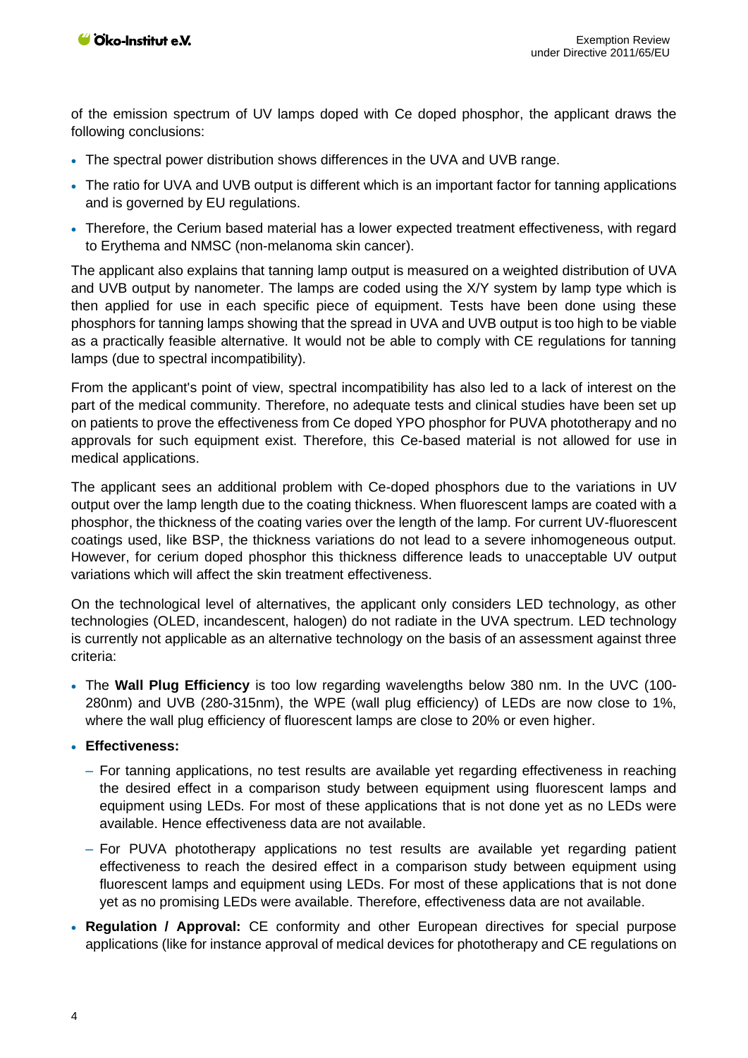of the emission spectrum of UV lamps doped with Ce doped phosphor, the applicant draws the following conclusions:

- The spectral power distribution shows differences in the UVA and UVB range.
- The ratio for UVA and UVB output is different which is an important factor for tanning applications and is governed by EU regulations.
- Therefore, the Cerium based material has a lower expected treatment effectiveness, with regard to Erythema and NMSC (non-melanoma skin cancer).

The applicant also explains that tanning lamp output is measured on a weighted distribution of UVA and UVB output by nanometer. The lamps are coded using the X/Y system by lamp type which is then applied for use in each specific piece of equipment. Tests have been done using these phosphors for tanning lamps showing that the spread in UVA and UVB output is too high to be viable as a practically feasible alternative. It would not be able to comply with CE regulations for tanning lamps (due to spectral incompatibility).

From the applicant's point of view, spectral incompatibility has also led to a lack of interest on the part of the medical community. Therefore, no adequate tests and clinical studies have been set up on patients to prove the effectiveness from Ce doped YPO phosphor for PUVA phototherapy and no approvals for such equipment exist. Therefore, this Ce-based material is not allowed for use in medical applications.

The applicant sees an additional problem with Ce-doped phosphors due to the variations in UV output over the lamp length due to the coating thickness. When fluorescent lamps are coated with a phosphor, the thickness of the coating varies over the length of the lamp. For current UV-fluorescent coatings used, like BSP, the thickness variations do not lead to a severe inhomogeneous output. However, for cerium doped phosphor this thickness difference leads to unacceptable UV output variations which will affect the skin treatment effectiveness.

On the technological level of alternatives, the applicant only considers LED technology, as other technologies (OLED, incandescent, halogen) do not radiate in the UVA spectrum. LED technology is currently not applicable as an alternative technology on the basis of an assessment against three criteria:

- The **Wall Plug Efficiency** is too low regarding wavelengths below 380 nm. In the UVC (100-280nm) and UVB (280-315nm), the WPE (wall plug efficiency) of LEDs are now close to 1%, where the wall plug efficiency of fluorescent lamps are close to 20% or even higher.
- **Effectiveness:**
  - For tanning applications, no test results are available yet regarding effectiveness in reaching the desired effect in a comparison study between equipment using fluorescent lamps and equipment using LEDs. For most of these applications that is not done yet as no LEDs were available. Hence effectiveness data are not available.
  - For PUVA phototherapy applications no test results are available yet regarding patient effectiveness to reach the desired effect in a comparison study between equipment using fluorescent lamps and equipment using LEDs. For most of these applications that is not done yet as no promising LEDs were available. Therefore, effectiveness data are not available.
- **Regulation / Approval:** CE conformity and other European directives for special purpose applications (like for instance approval of medical devices for phototherapy and CE regulations on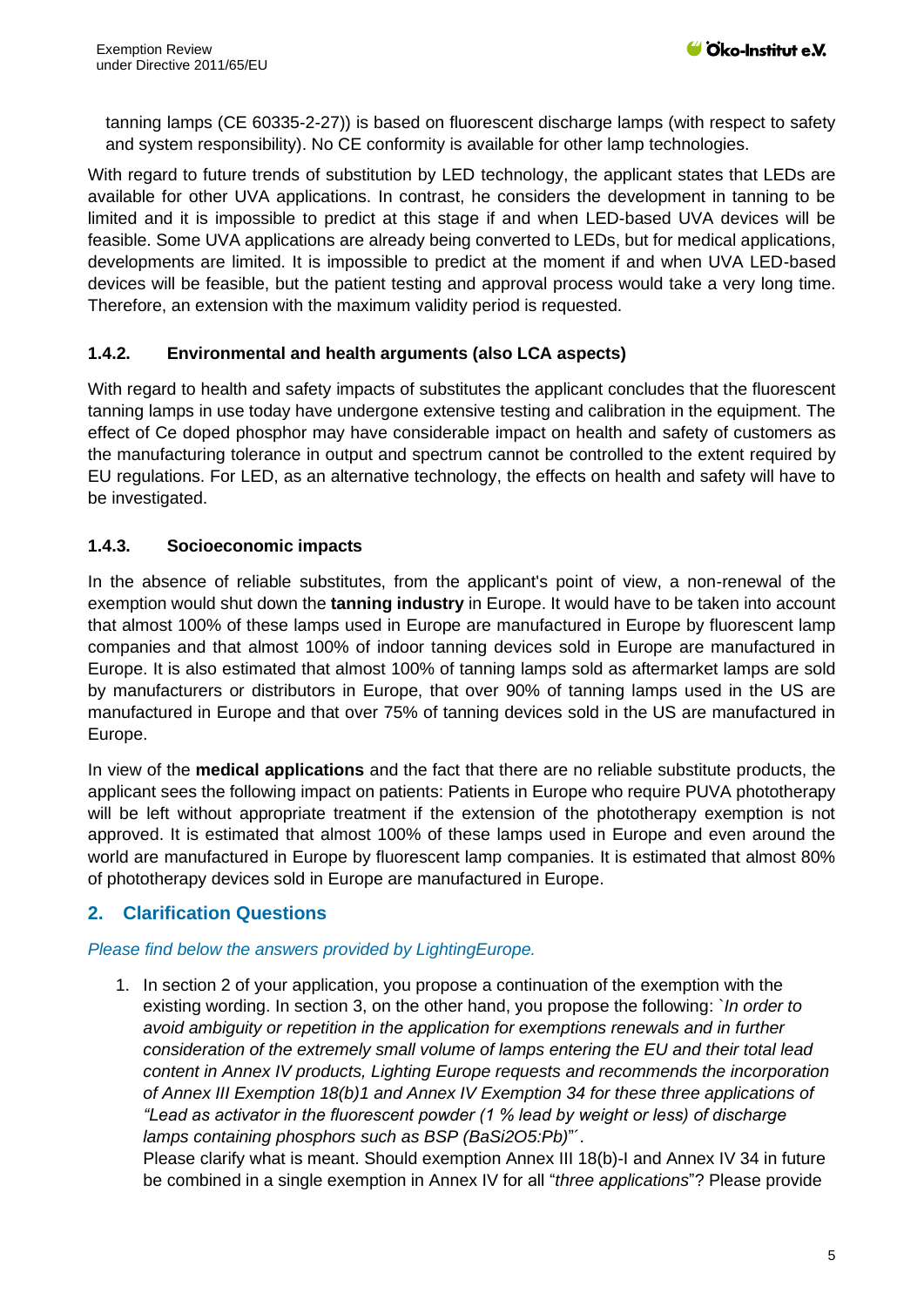tanning lamps (CE 60335-2-27)) is based on fluorescent discharge lamps (with respect to safety and system responsibility). No CE conformity is available for other lamp technologies.

With regard to future trends of substitution by LED technology, the applicant states that LEDs are available for other UVA applications. In contrast, he considers the development in tanning to be limited and it is impossible to predict at this stage if and when LED-based UVA devices will be feasible. Some UVA applications are already being converted to LEDs, but for medical applications, developments are limited. It is impossible to predict at the moment if and when UVA LED-based devices will be feasible, but the patient testing and approval process would take a very long time. Therefore, an extension with the maximum validity period is requested.

### 1.4.2. Environmental and health arguments (also LCA aspects)

With regard to health and safety impacts of substitutes the applicant concludes that the fluorescent tanning lamps in use today have undergone extensive testing and calibration in the equipment. The effect of Ce doped phosphor may have considerable impact on health and safety of customers as the manufacturing tolerance in output and spectrum cannot be controlled to the extent required by EU regulations. For LED, as an alternative technology, the effects on health and safety will have to be investigated.

### 1.4.3. Socioeconomic impacts

In the absence of reliable substitutes, from the applicant's point of view, a non-renewal of the exemption would shut down the **tanning industry** in Europe. It would have to be taken into account that almost 100% of these lamps used in Europe are manufactured in Europe by fluorescent lamp companies and that almost 100% of indoor tanning devices sold in Europe are manufactured in Europe. It is also estimated that almost 100% of tanning lamps sold as aftermarket lamps are sold by manufacturers or distributors in Europe, that over 90% of tanning lamps used in the US are manufactured in Europe and that over 75% of tanning devices sold in the US are manufactured in Europe.

In view of the **medical applications** and the fact that there are no reliable substitute products, the applicant sees the following impact on patients: Patients in Europe who require PUVA phototherapy will be left without appropriate treatment if the extension of the phototherapy exemption is not approved. It is estimated that almost 100% of these lamps used in Europe and even around the world are manufactured in Europe by fluorescent lamp companies. It is estimated that almost 80% of phototherapy devices sold in Europe are manufactured in Europe.

## 2. Clarification Questions

*Please find below the answers provided by LightingEurope.*

1. In section 2 of your application, you propose a continuation of the exemption with the existing wording. In section 3, on the other hand, you propose the following: `*In order to avoid ambiguity or repetition in the application for exemptions renewals and in further consideration of the extremely small volume of lamps entering the EU and their total lead content in Annex IV products, Lighting Europe requests and recommends the incorporation of Annex III Exemption 18(b)1 and Annex IV Exemption 34 for these three applications of "Lead as activator in the fluorescent powder (1 % lead by weight or less) of discharge lamps containing phosphors such as BSP (BaSi2O5:Pb)"*´.
   Please clarify what is meant. Should exemption Annex III 18(b)-I and Annex IV 34 in future be combined in a single exemption in Annex IV for all "*three applications*"? Please provide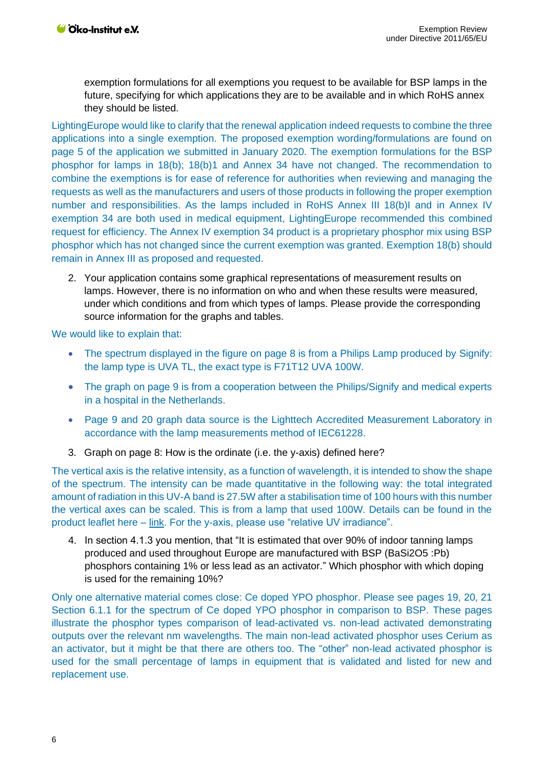exemption formulations for all exemptions you request to be available for BSP lamps in the future, specifying for which applications they are to be available and in which RoHS annex they should be listed.

LightingEurope would like to clarify that the renewal application indeed requests to combine the three applications into a single exemption. The proposed exemption wording/formulations are found on page 5 of the application we submitted in January 2020. The exemption formulations for the BSP phosphor for lamps in 18(b); 18(b)1 and Annex 34 have not changed. The recommendation to combine the exemptions is for ease of reference for authorities when reviewing and managing the requests as well as the manufacturers and users of those products in following the proper exemption number and responsibilities. As the lamps included in RoHS Annex III 18(b)I and in Annex IV exemption 34 are both used in medical equipment, LightingEurope recommended this combined request for efficiency. The Annex IV exemption 34 product is a proprietary phosphor mix using BSP phosphor which has not changed since the current exemption was granted. Exemption 18(b) should remain in Annex III as proposed and requested.

2. Your application contains some graphical representations of measurement results on lamps. However, there is no information on who and when these results were measured, under which conditions and from which types of lamps. Please provide the corresponding source information for the graphs and tables.

We would like to explain that:

- The spectrum displayed in the figure on page 8 is from a Philips Lamp produced by Signify: the lamp type is UVA TL, the exact type is F71T12 UVA 100W.
- The graph on page 9 is from a cooperation between the Philips/Signify and medical experts in a hospital in the Netherlands.
- Page 9 and 20 graph data source is the Lighttech Accredited Measurement Laboratory in accordance with the lamp measurements method of IEC61228.

3. Graph on page 8: How is the ordinate (i.e. the y-axis) defined here?

The vertical axis is the relative intensity, as a function of wavelength, it is intended to show the shape of the spectrum. The intensity can be made quantitative in the following way: the total integrated amount of radiation in this UV-A band is 27.5W after a stabilisation time of 100 hours with this number the vertical axes can be scaled. This is from a lamp that used 100W. Details can be found in the product leaflet here – link. For the y-axis, please use "relative UV irradiance".

4. In section 4.1.3 you mention, that "It is estimated that over 90% of indoor tanning lamps produced and used throughout Europe are manufactured with BSP ($BaSi_2O_5$ :Pb) phosphors containing 1% or less lead as an activator." Which phosphor with which doping is used for the remaining 10%?

Only one alternative material comes close: Ce doped YPO phosphor. Please see pages 19, 20, 21 Section 6.1.1 for the spectrum of Ce doped YPO phosphor in comparison to BSP. These pages illustrate the phosphor types comparison of lead-activated vs. non-lead activated demonstrating outputs over the relevant nm wavelengths. The main non-lead activated phosphor uses Cerium as an activator, but it might be that there are others too. The "other" non-lead activated phosphor is used for the small percentage of lamps in equipment that is validated and listed for new and replacement use.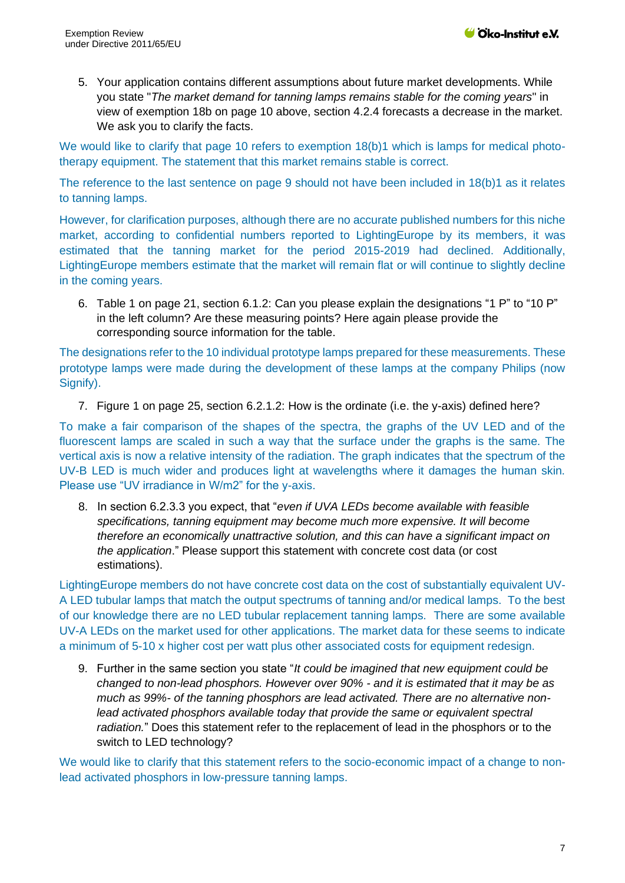5. Your application contains different assumptions about future market developments. While you state "*The market demand for tanning lamps remains stable for the coming years*" in view of exemption 18b on page 10 above, section 4.2.4 forecasts a decrease in the market. We ask you to clarify the facts.

We would like to clarify that page 10 refers to exemption 18(b)1 which is lamps for medical photo-therapy equipment. The statement that this market remains stable is correct.

The reference to the last sentence on page 9 should not have been included in 18(b)1 as it relates to tanning lamps.

However, for clarification purposes, although there are no accurate published numbers for this niche market, according to confidential numbers reported to LightingEurope by its members, it was estimated that the tanning market for the period 2015-2019 had declined. Additionally, LightingEurope members estimate that the market will remain flat or will continue to slightly decline in the coming years.

6. Table 1 on page 21, section 6.1.2: Can you please explain the designations "1 P" to "10 P" in the left column? Are these measuring points? Here again please provide the corresponding source information for the table.

The designations refer to the 10 individual prototype lamps prepared for these measurements. These prototype lamps were made during the development of these lamps at the company Philips (now Signify).

7. Figure 1 on page 25, section 6.2.1.2: How is the ordinate (i.e. the y-axis) defined here?

To make a fair comparison of the shapes of the spectra, the graphs of the UV LED and of the fluorescent lamps are scaled in such a way that the surface under the graphs is the same. The vertical axis is now a relative intensity of the radiation. The graph indicates that the spectrum of the UV-B LED is much wider and produces light at wavelengths where it damages the human skin. Please use "UV irradiance in W/m2" for the y-axis.

8. In section 6.2.3.3 you expect, that "*even if UVA LEDs become available with feasible specifications, tanning equipment may become much more expensive. It will become therefore an economically unattractive solution, and this can have a significant impact on the application*." Please support this statement with concrete cost data (or cost estimations).

LightingEurope members do not have concrete cost data on the cost of substantially equivalent UV-A LED tubular lamps that match the output spectrums of tanning and/or medical lamps. To the best of our knowledge there are no LED tubular replacement tanning lamps. There are some available UV-A LEDs on the market used for other applications. The market data for these seems to indicate a minimum of 5-10 x higher cost per watt plus other associated costs for equipment redesign.

9. Further in the same section you state "*It could be imagined that new equipment could be changed to non-lead phosphors. However over 90% - and it is estimated that it may be as much as 99%- of the tanning phosphors are lead activated. There are no alternative non-lead activated phosphors available today that provide the same or equivalent spectral radiation.*" Does this statement refer to the replacement of lead in the phosphors or to the switch to LED technology?

We would like to clarify that this statement refers to the socio-economic impact of a change to non-lead activated phosphors in low-pressure tanning lamps.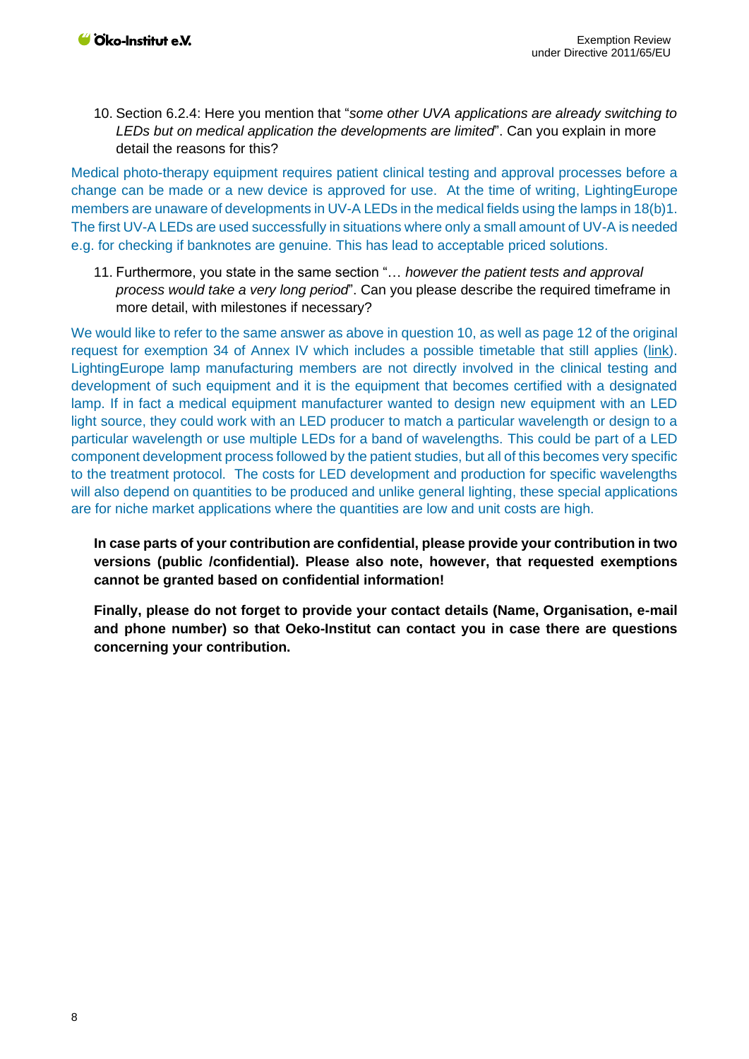10. Section 6.2.4: Here you mention that "*some other UVA applications are already switching to LEDs but on medical application the developments are limited*". Can you explain in more detail the reasons for this?

Medical photo-therapy equipment requires patient clinical testing and approval processes before a change can be made or a new device is approved for use. At the time of writing, LightingEurope members are unaware of developments in UV-A LEDs in the medical fields using the lamps in 18(b)1. The first UV-A LEDs are used successfully in situations where only a small amount of UV-A is needed e.g. for checking if banknotes are genuine. This has lead to acceptable priced solutions.

11. Furthermore, you state in the same section "… *however the patient tests and approval process would take a very long period*". Can you please describe the required timeframe in more detail, with milestones if necessary?

We would like to refer to the same answer as above in question 10, as well as page 12 of the original request for exemption 34 of Annex IV which includes a possible timetable that still applies (link). LightingEurope lamp manufacturing members are not directly involved in the clinical testing and development of such equipment and it is the equipment that becomes certified with a designated lamp. If in fact a medical equipment manufacturer wanted to design new equipment with an LED light source, they could work with an LED producer to match a particular wavelength or design to a particular wavelength or use multiple LEDs for a band of wavelengths. This could be part of a LED component development process followed by the patient studies, but all of this becomes very specific to the treatment protocol. The costs for LED development and production for specific wavelengths will also depend on quantities to be produced and unlike general lighting, these special applications are for niche market applications where the quantities are low and unit costs are high.

**In case parts of your contribution are confidential, please provide your contribution in two versions (public /confidential). Please also note, however, that requested exemptions cannot be granted based on confidential information!**

**Finally, please do not forget to provide your contact details (Name, Organisation, e-mail and phone number) so that Oeko-Institut can contact you in case there are questions concerning your contribution.**